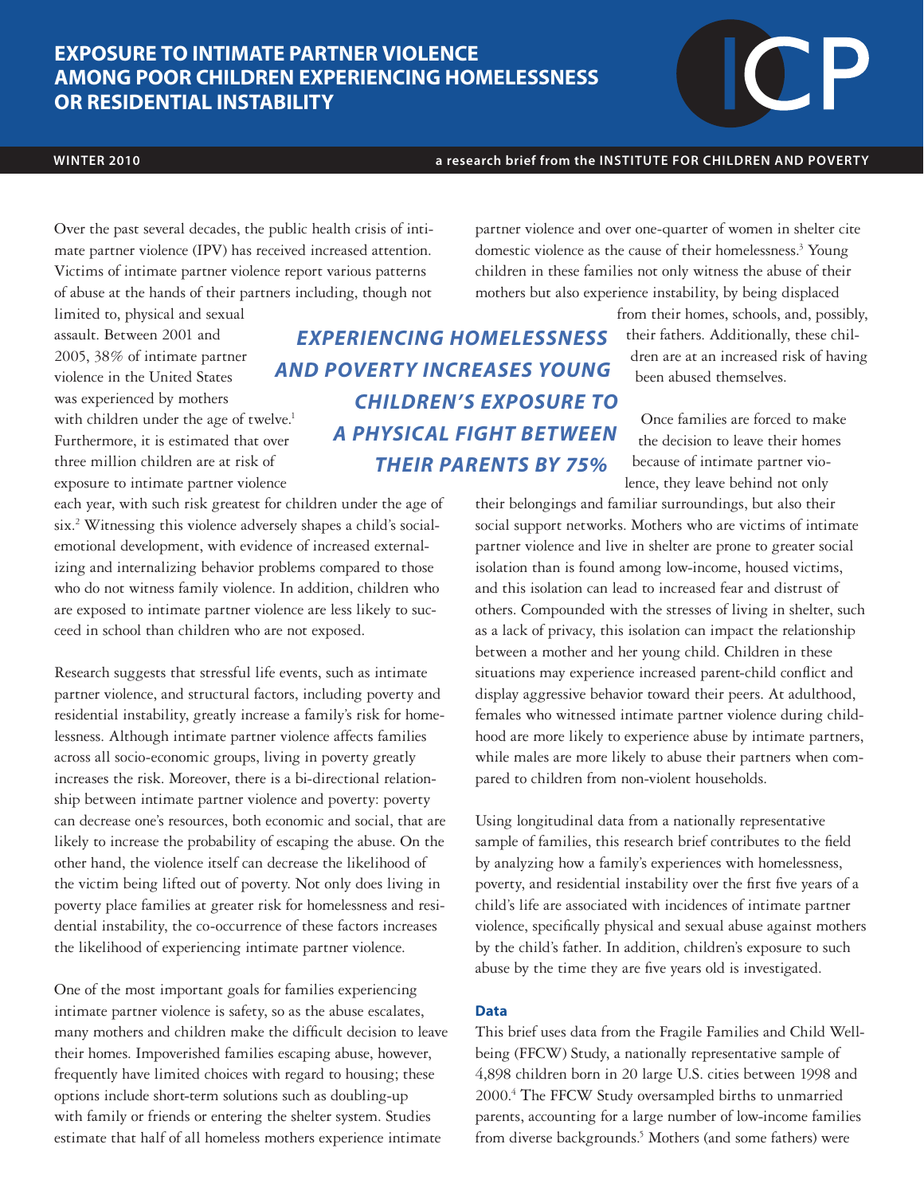# EXPOSURE TO INTIMATE PARTNER VIOLENCE AMONG POOR CHILDREN EXPERIENCING HOMELESSNESS OR RESIDENTIAL INSTABILITY

**WINTER 2010** — a research brief from the INSTITUTE FOR CHILDREN AND POVERTY

Over the past several decades, the public health crisis of intimate partner violence (IPV) has received increased attention. Victims of intimate partner violence report various patterns of abuse at the hands of their partners including, though not limited to, physical and sexual assault. Between 2001 and 2005, 38% of intimate partner violence in the United States was experienced by mothers with children under the age of twelve.[1] Furthermore, it is estimated that over three million children are at risk of exposure to intimate partner violence each year, with such risk greatest for children under the age of six.[2] Witnessing this violence adversely shapes a child's social-emotional development, with evidence of increased externalizing and internalizing behavior problems compared to those who do not witness family violence. In addition, children who are exposed to intimate partner violence are less likely to succeed in school than children who are not exposed.

***EXPERIENCING HOMELESSNESS AND POVERTY INCREASES YOUNG CHILDREN'S EXPOSURE TO A PHYSICAL FIGHT BETWEEN THEIR PARENTS BY 75%***

Research suggests that stressful life events, such as intimate partner violence, and structural factors, including poverty and residential instability, greatly increase a family's risk for homelessness. Although intimate partner violence affects families across all socio-economic groups, living in poverty greatly increases the risk. Moreover, there is a bi-directional relationship between intimate partner violence and poverty: poverty can decrease one's resources, both economic and social, that are likely to increase the probability of escaping the abuse. On the other hand, the violence itself can decrease the likelihood of the victim being lifted out of poverty. Not only does living in poverty place families at greater risk for homelessness and residential instability, the co-occurrence of these factors increases the likelihood of experiencing intimate partner violence.

One of the most important goals for families experiencing intimate partner violence is safety, so as the abuse escalates, many mothers and children make the difficult decision to leave their homes. Impoverished families escaping abuse, however, frequently have limited choices with regard to housing; these options include short-term solutions such as doubling-up with family or friends or entering the shelter system. Studies estimate that half of all homeless mothers experience intimate partner violence and over one-quarter of women in shelter cite domestic violence as the cause of their homelessness.[3] Young children in these families not only witness the abuse of their mothers but also experience instability, by being displaced from their homes, schools, and, possibly, their fathers. Additionally, these children are at an increased risk of having been abused themselves.

Once families are forced to make the decision to leave their homes because of intimate partner violence, they leave behind not only their belongings and familiar surroundings, but also their social support networks. Mothers who are victims of intimate partner violence and live in shelter are prone to greater social isolation than is found among low-income, housed victims, and this isolation can lead to increased fear and distrust of others. Compounded with the stresses of living in shelter, such as a lack of privacy, this isolation can impact the relationship between a mother and her young child. Children in these situations may experience increased parent-child conflict and display aggressive behavior toward their peers. At adulthood, females who witnessed intimate partner violence during childhood are more likely to experience abuse by intimate partners, while males are more likely to abuse their partners when compared to children from non-violent households.

Using longitudinal data from a nationally representative sample of families, this research brief contributes to the field by analyzing how a family's experiences with homelessness, poverty, and residential instability over the first five years of a child's life are associated with incidences of intimate partner violence, specifically physical and sexual abuse against mothers by the child's father. In addition, children's exposure to such abuse by the time they are five years old is investigated.

## Data

This brief uses data from the Fragile Families and Child Wellbeing (FFCW) Study, a nationally representative sample of 4,898 children born in 20 large U.S. cities between 1998 and 2000.[4] The FFCW Study oversampled births to unmarried parents, accounting for a large number of low-income families from diverse backgrounds.[5] Mothers (and some fathers) were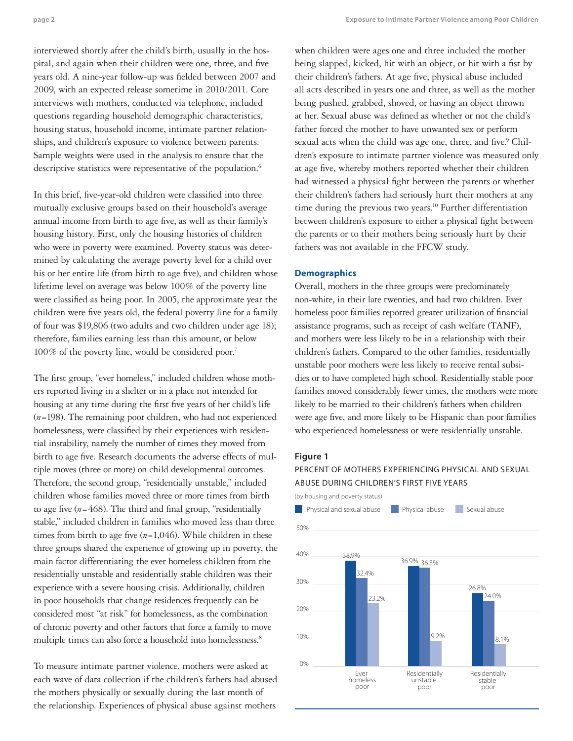interviewed shortly after the child's birth, usually in the hospital, and again when their children were one, three, and five years old. A nine-year follow-up was fielded between 2007 and 2009, with an expected release sometime in 2010/2011. Core interviews with mothers, conducted via telephone, included questions regarding household demographic characteristics, housing status, household income, intimate partner relationships, and children's exposure to violence between parents. Sample weights were used in the analysis to ensure that the descriptive statistics were representative of the population.[6]

In this brief, five-year-old children were classified into three mutually exclusive groups based on their household's average annual income from birth to age five, as well as their family's housing history. First, only the housing histories of children who were in poverty were examined. Poverty status was determined by calculating the average poverty level for a child over his or her entire life (from birth to age five), and children whose lifetime level on average was below 100% of the poverty line were classified as being poor. In 2005, the approximate year the children were five years old, the federal poverty line for a family of four was $19,806 (two adults and two children under age 18); therefore, families earning less than this amount, or below 100% of the poverty line, would be considered poor.[7]

The first group, "ever homeless," included children whose mothers reported living in a shelter or in a place not intended for housing at any time during the first five years of her child's life (*n*=198). The remaining poor children, who had not experienced homelessness, were classified by their experiences with residential instability, namely the number of times they moved from birth to age five. Research documents the adverse effects of multiple moves (three or more) on child developmental outcomes. Therefore, the second group, "residentially unstable," included children whose families moved three or more times from birth to age five (*n*=468). The third and final group, "residentially stable," included children in families who moved less than three times from birth to age five (*n*=1,046). While children in these three groups shared the experience of growing up in poverty, the main factor differentiating the ever homeless children from the residentially unstable and residentially stable children was their experience with a severe housing crisis. Additionally, children in poor households that change residences frequently can be considered most "at risk" for homelessness, as the combination of chronic poverty and other factors that force a family to move multiple times can also force a household into homelessness.[8]

To measure intimate partner violence, mothers were asked at each wave of data collection if the children's fathers had abused the mothers physically or sexually during the last month of the relationship. Experiences of physical abuse against mothers when children were ages one and three included the mother being slapped, kicked, hit with an object, or hit with a fist by their children's fathers. At age five, physical abuse included all acts described in years one and three, as well as the mother being pushed, grabbed, shoved, or having an object thrown at her. Sexual abuse was defined as whether or not the child's father forced the mother to have unwanted sex or perform sexual acts when the child was age one, three, and five.[9] Children's exposure to intimate partner violence was measured only at age five, whereby mothers reported whether their children had witnessed a physical fight between the parents or whether their children's fathers had seriously hurt their mothers at any time during the previous two years.[10] Further differentiation between children's exposure to either a physical fight between the parents or to their mothers being seriously hurt by their fathers was not available in the FFCW study.

### Demographics

Overall, mothers in the three groups were predominately non-white, in their late twenties, and had two children. Ever homeless poor families reported greater utilization of financial assistance programs, such as receipt of cash welfare (TANF), and mothers were less likely to be in a relationship with their children's fathers. Compared to the other families, residentially unstable poor mothers were less likely to receive rental subsidies or to have completed high school. Residentially stable poor families moved considerably fewer times, the mothers were more likely to be married to their children's fathers when children were age five, and more likely to be Hispanic than poor families who experienced homelessness or were residentially unstable.

**Figure 1**

PERCENT OF MOTHERS EXPERIENCING PHYSICAL AND SEXUAL ABUSE DURING CHILDREN'S FIRST FIVE YEARS

(by housing and poverty status)

| | Physical and sexual abuse | Physical abuse | Sexual abuse |
|---|---|---|---|
| Ever homeless poor | 38.9% | 32.4% | 23.2% |
| Residentially unstable poor | 36.9% | 36.3% | 9.2% |
| Residentially stable poor | 26.8% | 24.0% | 8.1% |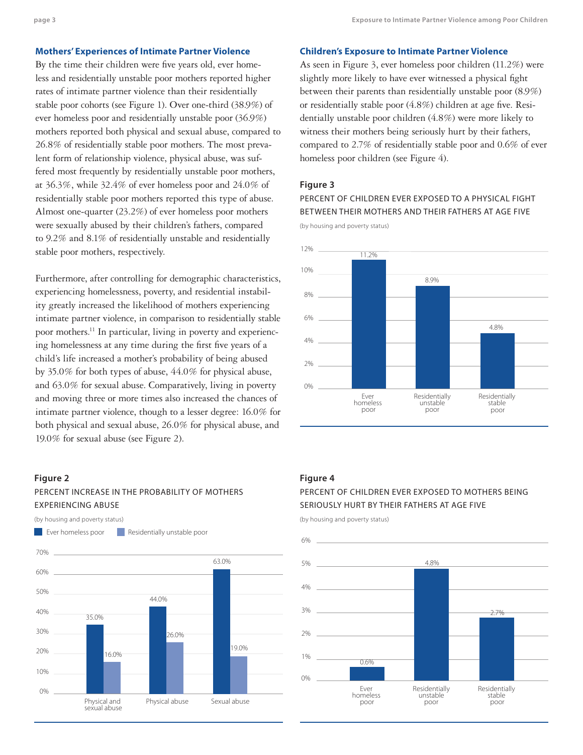## Mothers' Experiences of Intimate Partner Violence

By the time their children were five years old, ever homeless and residentially unstable poor mothers reported higher rates of intimate partner violence than their residentially stable poor cohorts (see Figure 1). Over one-third (38.9%) of ever homeless poor and residentially unstable poor (36.9%) mothers reported both physical and sexual abuse, compared to 26.8% of residentially stable poor mothers. The most prevalent form of relationship violence, physical abuse, was suffered most frequently by residentially unstable poor mothers, at 36.3%, while 32.4% of ever homeless poor and 24.0% of residentially stable poor mothers reported this type of abuse. Almost one-quarter (23.2%) of ever homeless poor mothers were sexually abused by their children's fathers, compared to 9.2% and 8.1% of residentially unstable and residentially stable poor mothers, respectively.

Furthermore, after controlling for demographic characteristics, experiencing homelessness, poverty, and residential instability greatly increased the likelihood of mothers experiencing intimate partner violence, in comparison to residentially stable poor mothers.[11] In particular, living in poverty and experiencing homelessness at any time during the first five years of a child's life increased a mother's probability of being abused by 35.0% for both types of abuse, 44.0% for physical abuse, and 63.0% for sexual abuse. Comparatively, living in poverty and moving three or more times also increased the chances of intimate partner violence, though to a lesser degree: 16.0% for both physical and sexual abuse, 26.0% for physical abuse, and 19.0% for sexual abuse (see Figure 2).

**Figure 2**

PERCENT INCREASE IN THE PROBABILITY OF MOTHERS EXPERIENCING ABUSE

(by housing and poverty status)

| | Ever homeless poor | Residentially unstable poor |
|---|---|---|
| Physical and sexual abuse | 35.0% | 16.0% |
| Physical abuse | 44.0% | 26.0% |
| Sexual abuse | 63.0% | 19.0% |

## Children's Exposure to Intimate Partner Violence

As seen in Figure 3, ever homeless poor children (11.2%) were slightly more likely to have ever witnessed a physical fight between their parents than residentially unstable poor (8.9%) or residentially stable poor (4.8%) children at age five. Residentially unstable poor children (4.8%) were more likely to witness their mothers being seriously hurt by their fathers, compared to 2.7% of residentially stable poor and 0.6% of ever homeless poor children (see Figure 4).

**Figure 3**

PERCENT OF CHILDREN EVER EXPOSED TO A PHYSICAL FIGHT BETWEEN THEIR MOTHERS AND THEIR FATHERS AT AGE FIVE

(by housing and poverty status)

| Ever homeless poor | Residentially unstable poor | Residentially stable poor |
|---|---|---|
| 11.2% | 8.9% | 4.8% |

**Figure 4**

PERCENT OF CHILDREN EVER EXPOSED TO MOTHERS BEING SERIOUSLY HURT BY THEIR FATHERS AT AGE FIVE

(by housing and poverty status)

| Ever homeless poor | Residentially unstable poor | Residentially stable poor |
|---|---|---|
| 0.6% | 4.8% | 2.7% |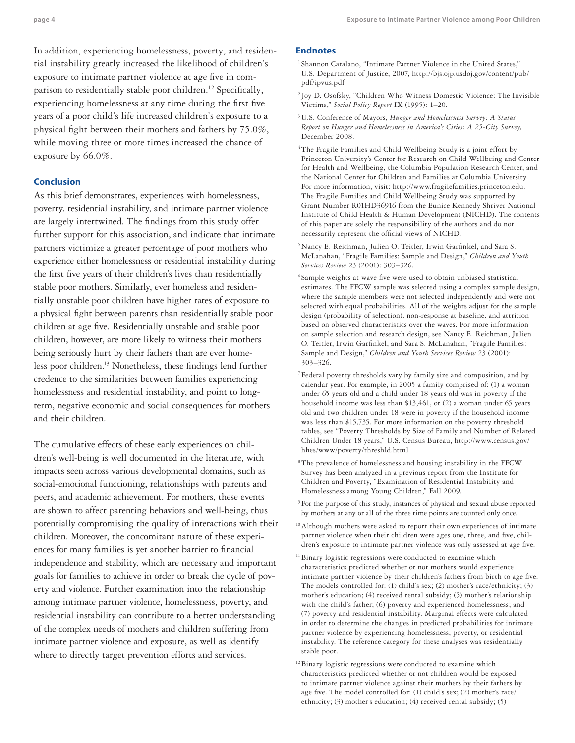In addition, experiencing homelessness, poverty, and residential instability greatly increased the likelihood of children's exposure to intimate partner violence at age five in comparison to residentially stable poor children.[12] Specifically, experiencing homelessness at any time during the first five years of a poor child's life increased children's exposure to a physical fight between their mothers and fathers by 75.0%, while moving three or more times increased the chance of exposure by 66.0%.

## Conclusion

As this brief demonstrates, experiences with homelessness, poverty, residential instability, and intimate partner violence are largely intertwined. The findings from this study offer further support for this association, and indicate that intimate partners victimize a greater percentage of poor mothers who experience either homelessness or residential instability during the first five years of their children's lives than residentially stable poor mothers. Similarly, ever homeless and residentially unstable poor children have higher rates of exposure to a physical fight between parents than residentially stable poor children at age five. Residentially unstable and stable poor children, however, are more likely to witness their mothers being seriously hurt by their fathers than are ever homeless poor children.[13] Nonetheless, these findings lend further credence to the similarities between families experiencing homelessness and residential instability, and point to long-term, negative economic and social consequences for mothers and their children.

The cumulative effects of these early experiences on children's well-being is well documented in the literature, with impacts seen across various developmental domains, such as social-emotional functioning, relationships with parents and peers, and academic achievement. For mothers, these events are shown to affect parenting behaviors and well-being, thus potentially compromising the quality of interactions with their children. Moreover, the concomitant nature of these experiences for many families is yet another barrier to financial independence and stability, which are necessary and important goals for families to achieve in order to break the cycle of poverty and violence. Further examination into the relationship among intimate partner violence, homelessness, poverty, and residential instability can contribute to a better understanding of the complex needs of mothers and children suffering from intimate partner violence and exposure, as well as identify where to directly target prevention efforts and services.

## Endnotes

[1] Shannon Catalano, "Intimate Partner Violence in the United States," U.S. Department of Justice, 2007, http://bjs.ojp.usdoj.gov/content/pub/pdf/ipvus.pdf

[2] Joy D. Osofsky, "Children Who Witness Domestic Violence: The Invisible Victims," *Social Policy Report* IX (1995): 1–20.

[3] U.S. Conference of Mayors, *Hunger and Homelessness Survey: A Status Report on Hunger and Homelessness in America's Cities: A 25-City Survey,* December 2008.

[4] The Fragile Families and Child Wellbeing Study is a joint effort by Princeton University's Center for Research on Child Wellbeing and Center for Health and Wellbeing, the Columbia Population Research Center, and the National Center for Children and Families at Columbia University. For more information, visit: http://www.fragilefamilies.princeton.edu. The Fragile Families and Child Wellbeing Study was supported by Grant Number R01HD36916 from the Eunice Kennedy Shriver National Institute of Child Health & Human Development (NICHD). The contents of this paper are solely the responsibility of the authors and do not necessarily represent the official views of NICHD.

[5] Nancy E. Reichman, Julien O. Teitler, Irwin Garfinkel, and Sara S. McLanahan, "Fragile Families: Sample and Design," *Children and Youth Services Review* 23 (2001): 303–326.

[6] Sample weights at wave five were used to obtain unbiased statistical estimates. The FFCW sample was selected using a complex sample design, where the sample members were not selected independently and were not selected with equal probabilities. All of the weights adjust for the sample design (probability of selection), non-response at baseline, and attrition based on observed characteristics over the waves. For more information on sample selection and research design, see Nancy E. Reichman, Julien O. Teitler, Irwin Garfinkel, and Sara S. McLanahan, "Fragile Families: Sample and Design," *Children and Youth Services Review* 23 (2001): 303–326.

[7] Federal poverty thresholds vary by family size and composition, and by calendar year. For example, in 2005 a family comprised of: (1) a woman under 65 years old and a child under 18 years old was in poverty if the household income was less than $13,461, or (2) a woman under 65 years old and two children under 18 were in poverty if the household income was less than $15,735. For more information on the poverty threshold tables, see "Poverty Thresholds by Size of Family and Number of Related Children Under 18 years," U.S. Census Bureau, http://www.census.gov/hhes/www/poverty/threshld.html

[8] The prevalence of homelessness and housing instability in the FFCW Survey has been analyzed in a previous report from the Institute for Children and Poverty, "Examination of Residential Instability and Homelessness among Young Children," Fall 2009.

[9] For the purpose of this study, instances of physical and sexual abuse reported by mothers at any or all of the three time points are counted only once.

[10] Although mothers were asked to report their own experiences of intimate partner violence when their children were ages one, three, and five, children's exposure to intimate partner violence was only assessed at age five.

[11] Binary logistic regressions were conducted to examine which characteristics predicted whether or not mothers would experience intimate partner violence by their children's fathers from birth to age five. The models controlled for: (1) child's sex; (2) mother's race/ethnicity; (3) mother's education; (4) received rental subsidy; (5) mother's relationship with the child's father; (6) poverty and experienced homelessness; and (7) poverty and residential instability. Marginal effects were calculated in order to determine the changes in predicted probabilities for intimate partner violence by experiencing homelessness, poverty, or residential instability. The reference category for these analyses was residentially stable poor.

[12] Binary logistic regressions were conducted to examine which characteristics predicted whether or not children would be exposed to intimate partner violence against their mothers by their fathers by age five. The model controlled for: (1) child's sex; (2) mother's race/ethnicity; (3) mother's education; (4) received rental subsidy; (5)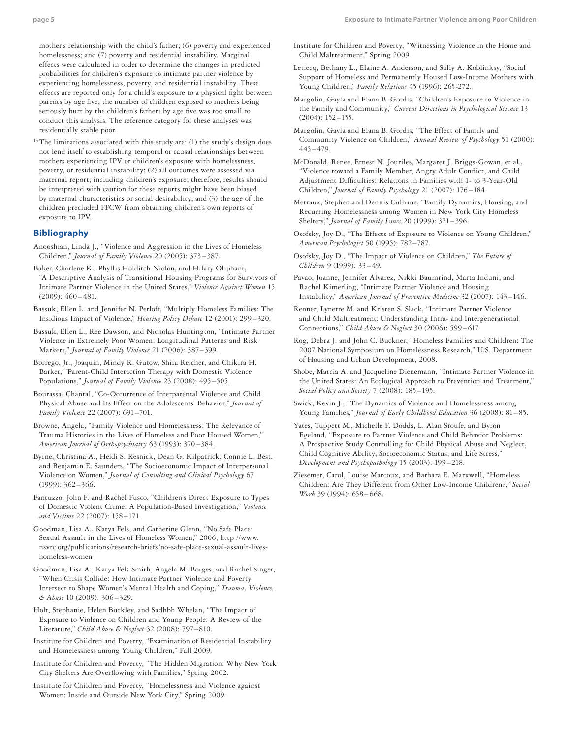mother's relationship with the child's father; (6) poverty and experienced homelessness; and (7) poverty and residential instability. Marginal effects were calculated in order to determine the changes in predicted probabilities for children's exposure to intimate partner violence by experiencing homelessness, poverty, and residential instability. These effects are reported only for a child's exposure to a physical fight between parents by age five; the number of children exposed to mothers being seriously hurt by the children's fathers by age five was too small to conduct this analysis. The reference category for these analyses was residentially stable poor.

[13] The limitations associated with this study are: (1) the study's design does not lend itself to establishing temporal or causal relationships between mothers experiencing IPV or children's exposure with homelessness, poverty, or residential instability; (2) all outcomes were assessed via maternal report, including children's exposure; therefore, results should be interpreted with caution for these reports might have been biased by maternal characteristics or social desirability; and (3) the age of the children precluded FFCW from obtaining children's own reports of exposure to IPV.

## Bibliography

Anooshian, Linda J., "Violence and Aggression in the Lives of Homeless Children," *Journal of Family Violence* 20 (2005): 373–387.

Baker, Charlene K., Phyllis Holditch Niolon, and Hilary Oliphant, "A Descriptive Analysis of Transitional Housing Programs for Survivors of Intimate Partner Violence in the United States," *Violence Against Women* 15 (2009): 460–481.

Bassuk, Ellen L. and Jennifer N. Perloff, "Multiply Homeless Families: The Insidious Impact of Violence," *Housing Policy Debate* 12 (2001): 299–320.

Bassuk, Ellen L., Ree Dawson, and Nicholas Huntington, "Intimate Partner Violence in Extremely Poor Women: Longitudinal Patterns and Risk Markers," *Journal of Family Violence* 21 (2006): 387–399.

Borrego, Jr., Joaquin, Mindy R. Gutow, Shira Reicher, and Chikira H. Barker, "Parent-Child Interaction Therapy with Domestic Violence Populations," *Journal of Family Violence* 23 (2008): 495–505.

Bourassa, Chantal, "Co-Occurrence of Interparental Violence and Child Physical Abuse and Its Effect on the Adolescents' Behavior," *Journal of Family Violence* 22 (2007): 691–701.

Browne, Angela, "Family Violence and Homelessness: The Relevance of Trauma Histories in the Lives of Homeless and Poor Housed Women," *American Journal of Orthopsychiatry* 63 (1993): 370–384.

Byrne, Christina A., Heidi S. Resnick, Dean G. Kilpatrick, Connie L. Best, and Benjamin E. Saunders, "The Socioeconomic Impact of Interpersonal Violence on Women," *Journal of Consulting and Clinical Psychology* 67 (1999): 362–366.

Fantuzzo, John F. and Rachel Fusco, "Children's Direct Exposure to Types of Domestic Violent Crime: A Population-Based Investigation," *Violence and Victims* 22 (2007): 158–171.

Goodman, Lisa A., Katya Fels, and Catherine Glenn, "No Safe Place: Sexual Assault in the Lives of Homeless Women," 2006, http://www.nsvrc.org/publications/research-briefs/no-safe-place-sexual-assault-lives-homeless-women

Goodman, Lisa A., Katya Fels Smith, Angela M. Borges, and Rachel Singer, "When Crisis Collide: How Intimate Partner Violence and Poverty Intersect to Shape Women's Mental Health and Coping," *Trauma, Violence, & Abuse* 10 (2009): 306–329.

Holt, Stephanie, Helen Buckley, and Sadhbh Whelan, "The Impact of Exposure to Violence on Children and Young People: A Review of the Literature," *Child Abuse & Neglect* 32 (2008): 797–810.

Institute for Children and Poverty, "Examination of Residential Instability and Homelessness among Young Children," Fall 2009.

Institute for Children and Poverty, "The Hidden Migration: Why New York City Shelters Are Overflowing with Families," Spring 2002.

Institute for Children and Poverty, "Homelessness and Violence against Women: Inside and Outside New York City," Spring 2009.

Institute for Children and Poverty, "Witnessing Violence in the Home and Child Maltreatment," Spring 2009.

Letiecq, Bethany L., Elaine A. Anderson, and Sally A. Koblinksy, "Social Support of Homeless and Permanently Housed Low-Income Mothers with Young Children," *Family Relations* 45 (1996): 265-272.

Margolin, Gayla and Elana B. Gordis, "Children's Exposure to Violence in the Family and Community," *Current Directions in Psychological Science* 13 (2004): 152–155.

Margolin, Gayla and Elana B. Gordis, "The Effect of Family and Community Violence on Children," *Annual Review of Psychology* 51 (2000): 445–479.

McDonald, Renee, Ernest N. Jouriles, Margaret J. Briggs-Gowan, et al., "Violence toward a Family Member, Angry Adult Conflict, and Child Adjustment Difficulties: Relations in Families with 1- to 3-Year-Old Children," *Journal of Family Psychology* 21 (2007): 176–184.

Metraux, Stephen and Dennis Culhane, "Family Dynamics, Housing, and Recurring Homelessness among Women in New York City Homeless Shelters," *Journal of Family Issues* 20 (1999): 371–396.

Osofsky, Joy D., "The Effects of Exposure to Violence on Young Children," *American Psychologist* 50 (1995): 782–787.

Osofsky, Joy D., "The Impact of Violence on Children," *The Future of Children* 9 (1999): 33–49.

Pavao, Joanne, Jennifer Alvarez, Nikki Baumrind, Marta Induni, and Rachel Kimerling, "Intimate Partner Violence and Housing Instability," *American Journal of Preventive Medicine* 32 (2007): 143–146.

Renner, Lynette M. and Kristen S. Slack, "Intimate Partner Violence and Child Maltreatment: Understanding Intra- and Intergenerational Connections," *Child Abuse & Neglect* 30 (2006): 599–617.

Rog, Debra J. and John C. Buckner, "Homeless Families and Children: The 2007 National Symposium on Homelessness Research," U.S. Department of Housing and Urban Development, 2008.

Shobe, Marcia A. and Jacqueline Dienemann, "Intimate Partner Violence in the United States: An Ecological Approach to Prevention and Treatment," *Social Policy and Society* 7 (2008): 185–195.

Swick, Kevin J., "The Dynamics of Violence and Homelessness among Young Families," *Journal of Early Childhood Education* 36 (2008): 81–85.

Yates, Tuppett M., Michelle F. Dodds, L. Alan Sroufe, and Byron Egeland, "Exposure to Partner Violence and Child Behavior Problems: A Prospective Study Controlling for Child Physical Abuse and Neglect, Child Cognitive Ability, Socioeconomic Status, and Life Stress," *Development and Psychopathology* 15 (2003): 199–218.

Ziesemer, Carol, Louise Marcoux, and Barbara E. Marxwell, "Homeless Children: Are They Different from Other Low-Income Children?," *Social Work* 39 (1994): 658–668.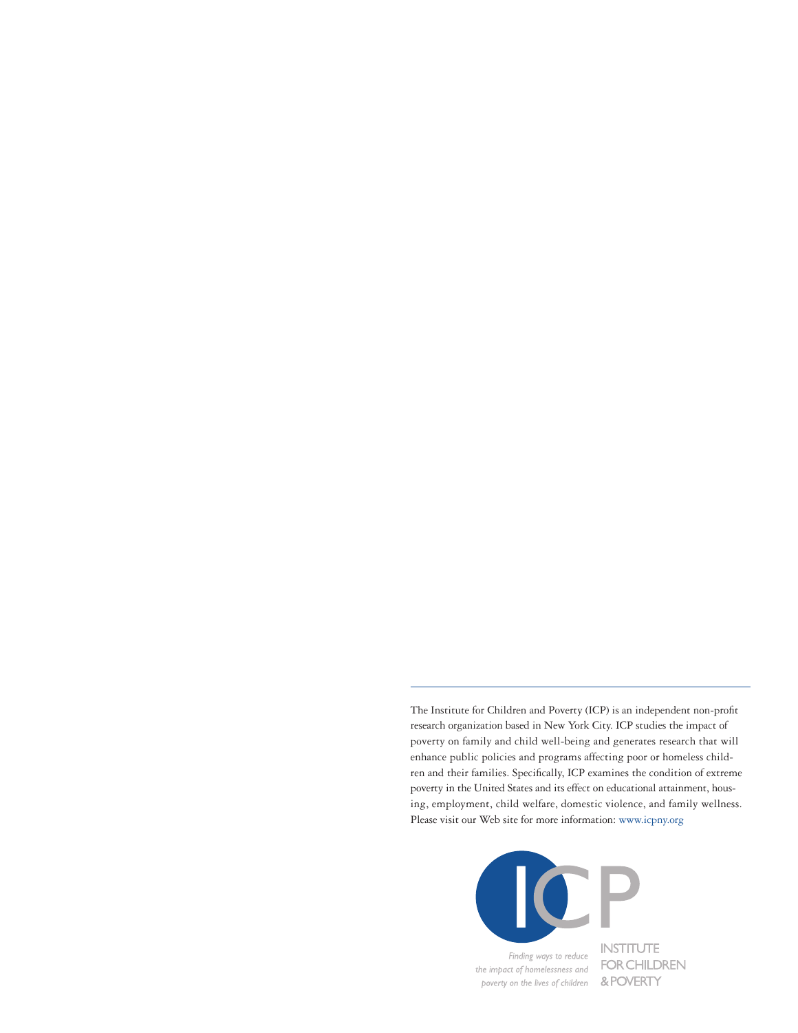The Institute for Children and Poverty (ICP) is an independent non-profit research organization based in New York City. ICP studies the impact of poverty on family and child well-being and generates research that will enhance public policies and programs affecting poor or homeless children and their families. Specifically, ICP examines the condition of extreme poverty in the United States and its effect on educational attainment, housing, employment, child welfare, domestic violence, and family wellness. Please visit our Web site for more information: www.icpny.org

ICP

*Finding ways to reduce the impact of homelessness and poverty on the lives of children*

INSTITUTE FOR CHILDREN & POVERTY